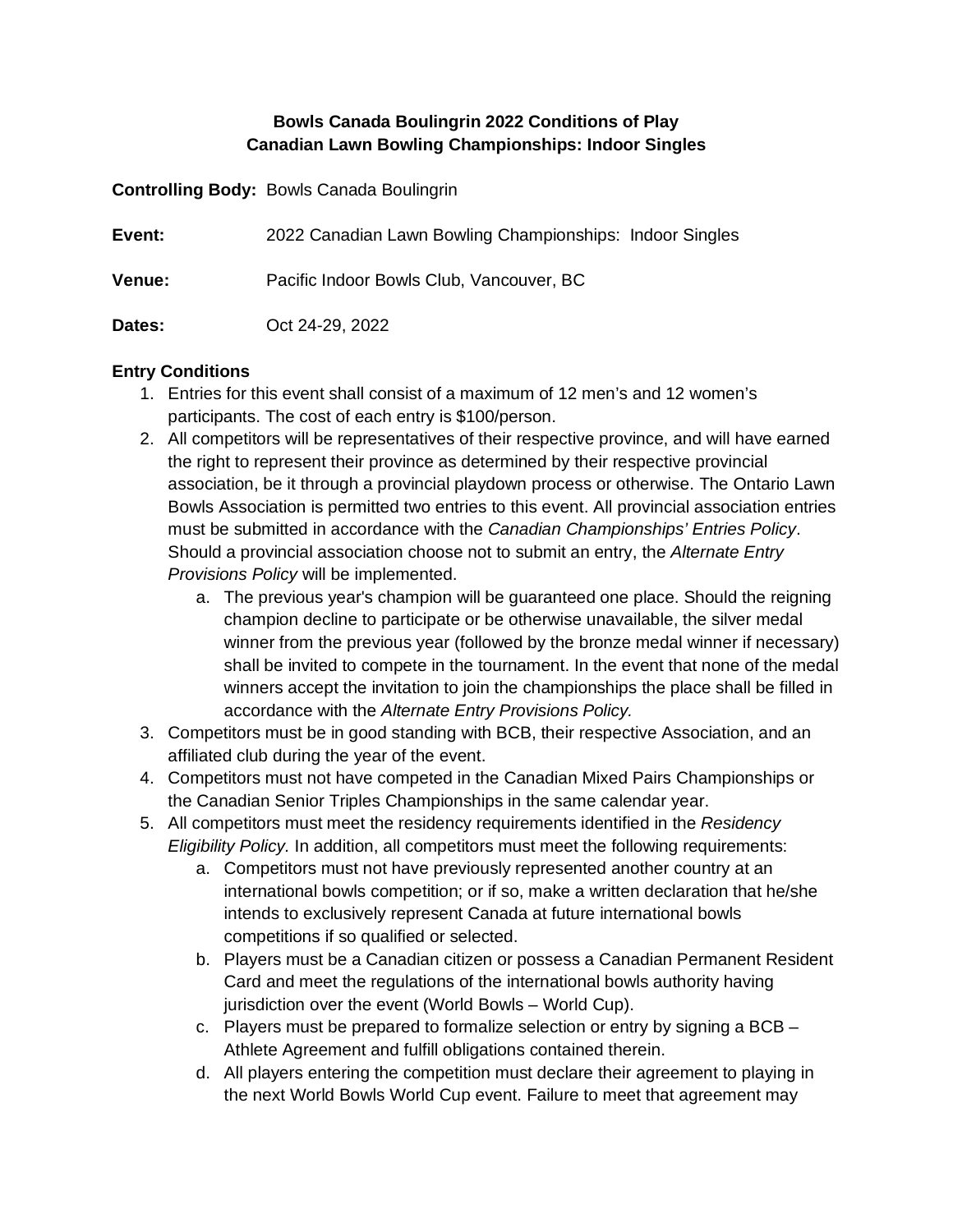# Bowls Canada Boulingrin 2022 Conditions of Play
# Canadian Lawn Bowling Championships: Indoor Singles

**Controlling Body:** Bowls Canada Boulingrin

**Event:** 2022 Canadian Lawn Bowling Championships: Indoor Singles

**Venue:** Pacific Indoor Bowls Club, Vancouver, BC

**Dates:** Oct 24-29, 2022

## Entry Conditions

1. Entries for this event shall consist of a maximum of 12 men's and 12 women's participants. The cost of each entry is $100/person.
2. All competitors will be representatives of their respective province, and will have earned the right to represent their province as determined by their respective provincial association, be it through a provincial playdown process or otherwise. The Ontario Lawn Bowls Association is permitted two entries to this event. All provincial association entries must be submitted in accordance with the *Canadian Championships' Entries Policy*. Should a provincial association choose not to submit an entry, the *Alternate Entry Provisions Policy* will be implemented.
    a. The previous year's champion will be guaranteed one place. Should the reigning champion decline to participate or be otherwise unavailable, the silver medal winner from the previous year (followed by the bronze medal winner if necessary) shall be invited to compete in the tournament. In the event that none of the medal winners accept the invitation to join the championships the place shall be filled in accordance with the *Alternate Entry Provisions Policy.*
3. Competitors must be in good standing with BCB, their respective Association, and an affiliated club during the year of the event.
4. Competitors must not have competed in the Canadian Mixed Pairs Championships or the Canadian Senior Triples Championships in the same calendar year.
5. All competitors must meet the residency requirements identified in the *Residency Eligibility Policy.* In addition, all competitors must meet the following requirements:
    a. Competitors must not have previously represented another country at an international bowls competition; or if so, make a written declaration that he/she intends to exclusively represent Canada at future international bowls competitions if so qualified or selected.
    b. Players must be a Canadian citizen or possess a Canadian Permanent Resident Card and meet the regulations of the international bowls authority having jurisdiction over the event (World Bowls – World Cup).
    c. Players must be prepared to formalize selection or entry by signing a BCB – Athlete Agreement and fulfill obligations contained therein.
    d. All players entering the competition must declare their agreement to playing in the next World Bowls World Cup event. Failure to meet that agreement may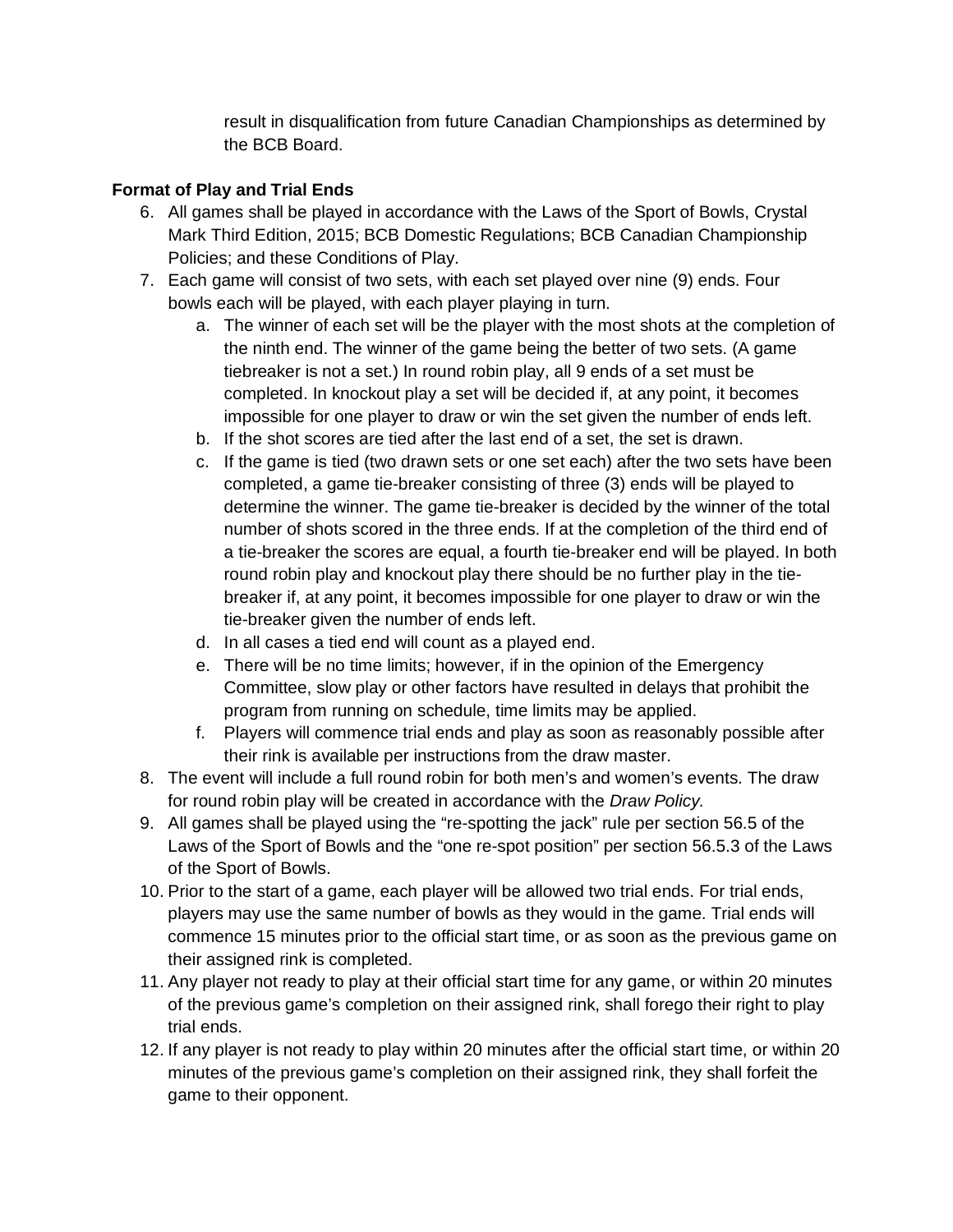result in disqualification from future Canadian Championships as determined by the BCB Board.

**Format of Play and Trial Ends**

6. All games shall be played in accordance with the Laws of the Sport of Bowls, Crystal Mark Third Edition, 2015; BCB Domestic Regulations; BCB Canadian Championship Policies; and these Conditions of Play.
7. Each game will consist of two sets, with each set played over nine (9) ends. Four bowls each will be played, with each player playing in turn.
    a. The winner of each set will be the player with the most shots at the completion of the ninth end. The winner of the game being the better of two sets. (A game tiebreaker is not a set.) In round robin play, all 9 ends of a set must be completed. In knockout play a set will be decided if, at any point, it becomes impossible for one player to draw or win the set given the number of ends left.
    b. If the shot scores are tied after the last end of a set, the set is drawn.
    c. If the game is tied (two drawn sets or one set each) after the two sets have been completed, a game tie-breaker consisting of three (3) ends will be played to determine the winner. The game tie-breaker is decided by the winner of the total number of shots scored in the three ends. If at the completion of the third end of a tie-breaker the scores are equal, a fourth tie-breaker end will be played. In both round robin play and knockout play there should be no further play in the tie-breaker if, at any point, it becomes impossible for one player to draw or win the tie-breaker given the number of ends left.
    d. In all cases a tied end will count as a played end.
    e. There will be no time limits; however, if in the opinion of the Emergency Committee, slow play or other factors have resulted in delays that prohibit the program from running on schedule, time limits may be applied.
    f. Players will commence trial ends and play as soon as reasonably possible after their rink is available per instructions from the draw master.
8. The event will include a full round robin for both men's and women's events. The draw for round robin play will be created in accordance with the *Draw Policy.*
9. All games shall be played using the "re-spotting the jack" rule per section 56.5 of the Laws of the Sport of Bowls and the "one re-spot position" per section 56.5.3 of the Laws of the Sport of Bowls.
10. Prior to the start of a game, each player will be allowed two trial ends. For trial ends, players may use the same number of bowls as they would in the game. Trial ends will commence 15 minutes prior to the official start time, or as soon as the previous game on their assigned rink is completed.
11. Any player not ready to play at their official start time for any game, or within 20 minutes of the previous game's completion on their assigned rink, shall forego their right to play trial ends.
12. If any player is not ready to play within 20 minutes after the official start time, or within 20 minutes of the previous game's completion on their assigned rink, they shall forfeit the game to their opponent.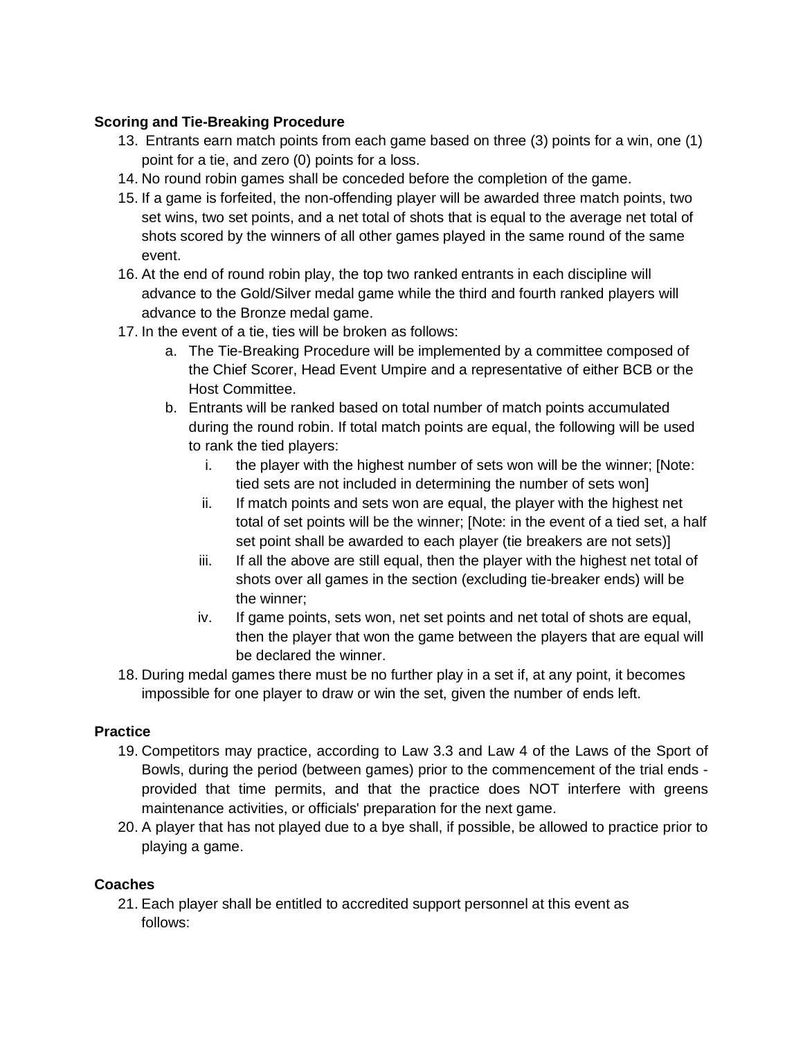**Scoring and Tie-Breaking Procedure**

13. Entrants earn match points from each game based on three (3) points for a win, one (1) point for a tie, and zero (0) points for a loss.
14. No round robin games shall be conceded before the completion of the game.
15. If a game is forfeited, the non-offending player will be awarded three match points, two set wins, two set points, and a net total of shots that is equal to the average net total of shots scored by the winners of all other games played in the same round of the same event.
16. At the end of round robin play, the top two ranked entrants in each discipline will advance to the Gold/Silver medal game while the third and fourth ranked players will advance to the Bronze medal game.
17. In the event of a tie, ties will be broken as follows:
    a. The Tie-Breaking Procedure will be implemented by a committee composed of the Chief Scorer, Head Event Umpire and a representative of either BCB or the Host Committee.
    b. Entrants will be ranked based on total number of match points accumulated during the round robin. If total match points are equal, the following will be used to rank the tied players:
        i. the player with the highest number of sets won will be the winner; [Note: tied sets are not included in determining the number of sets won]
        ii. If match points and sets won are equal, the player with the highest net total of set points will be the winner; [Note: in the event of a tied set, a half set point shall be awarded to each player (tie breakers are not sets)]
        iii. If all the above are still equal, then the player with the highest net total of shots over all games in the section (excluding tie-breaker ends) will be the winner;
        iv. If game points, sets won, net set points and net total of shots are equal, then the player that won the game between the players that are equal will be declared the winner.
18. During medal games there must be no further play in a set if, at any point, it becomes impossible for one player to draw or win the set, given the number of ends left.

**Practice**

19. Competitors may practice, according to Law 3.3 and Law 4 of the Laws of the Sport of Bowls, during the period (between games) prior to the commencement of the trial ends - provided that time permits, and that the practice does NOT interfere with greens maintenance activities, or officials' preparation for the next game.
20. A player that has not played due to a bye shall, if possible, be allowed to practice prior to playing a game.

**Coaches**

21. Each player shall be entitled to accredited support personnel at this event as follows: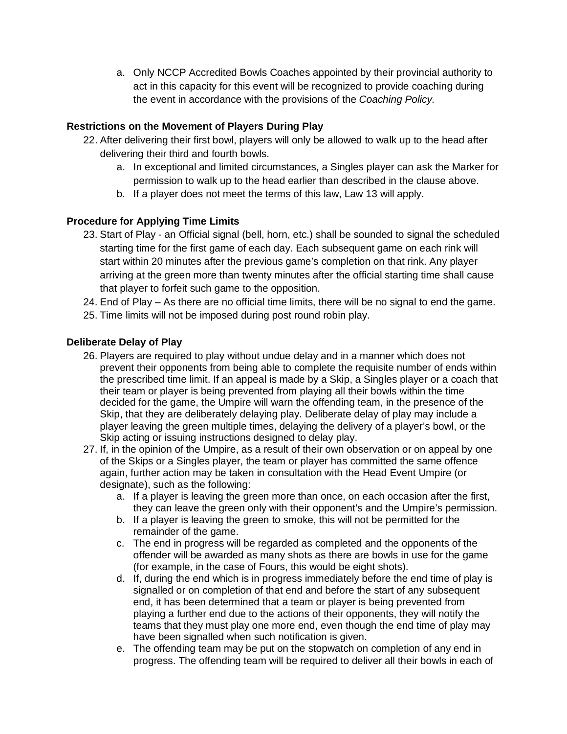a. Only NCCP Accredited Bowls Coaches appointed by their provincial authority to act in this capacity for this event will be recognized to provide coaching during the event in accordance with the provisions of the *Coaching Policy.*

**Restrictions on the Movement of Players During Play**

22. After delivering their first bowl, players will only be allowed to walk up to the head after delivering their third and fourth bowls.
    a. In exceptional and limited circumstances, a Singles player can ask the Marker for permission to walk up to the head earlier than described in the clause above.
    b. If a player does not meet the terms of this law, Law 13 will apply.

**Procedure for Applying Time Limits**

23. Start of Play - an Official signal (bell, horn, etc.) shall be sounded to signal the scheduled starting time for the first game of each day. Each subsequent game on each rink will start within 20 minutes after the previous game's completion on that rink. Any player arriving at the green more than twenty minutes after the official starting time shall cause that player to forfeit such game to the opposition.
24. End of Play – As there are no official time limits, there will be no signal to end the game.
25. Time limits will not be imposed during post round robin play.

**Deliberate Delay of Play**

26. Players are required to play without undue delay and in a manner which does not prevent their opponents from being able to complete the requisite number of ends within the prescribed time limit. If an appeal is made by a Skip, a Singles player or a coach that their team or player is being prevented from playing all their bowls within the time decided for the game, the Umpire will warn the offending team, in the presence of the Skip, that they are deliberately delaying play. Deliberate delay of play may include a player leaving the green multiple times, delaying the delivery of a player's bowl, or the Skip acting or issuing instructions designed to delay play.
27. If, in the opinion of the Umpire, as a result of their own observation or on appeal by one of the Skips or a Singles player, the team or player has committed the same offence again, further action may be taken in consultation with the Head Event Umpire (or designate), such as the following:
    a. If a player is leaving the green more than once, on each occasion after the first, they can leave the green only with their opponent's and the Umpire's permission.
    b. If a player is leaving the green to smoke, this will not be permitted for the remainder of the game.
    c. The end in progress will be regarded as completed and the opponents of the offender will be awarded as many shots as there are bowls in use for the game (for example, in the case of Fours, this would be eight shots).
    d. If, during the end which is in progress immediately before the end time of play is signalled or on completion of that end and before the start of any subsequent end, it has been determined that a team or player is being prevented from playing a further end due to the actions of their opponents, they will notify the teams that they must play one more end, even though the end time of play may have been signalled when such notification is given.
    e. The offending team may be put on the stopwatch on completion of any end in progress. The offending team will be required to deliver all their bowls in each of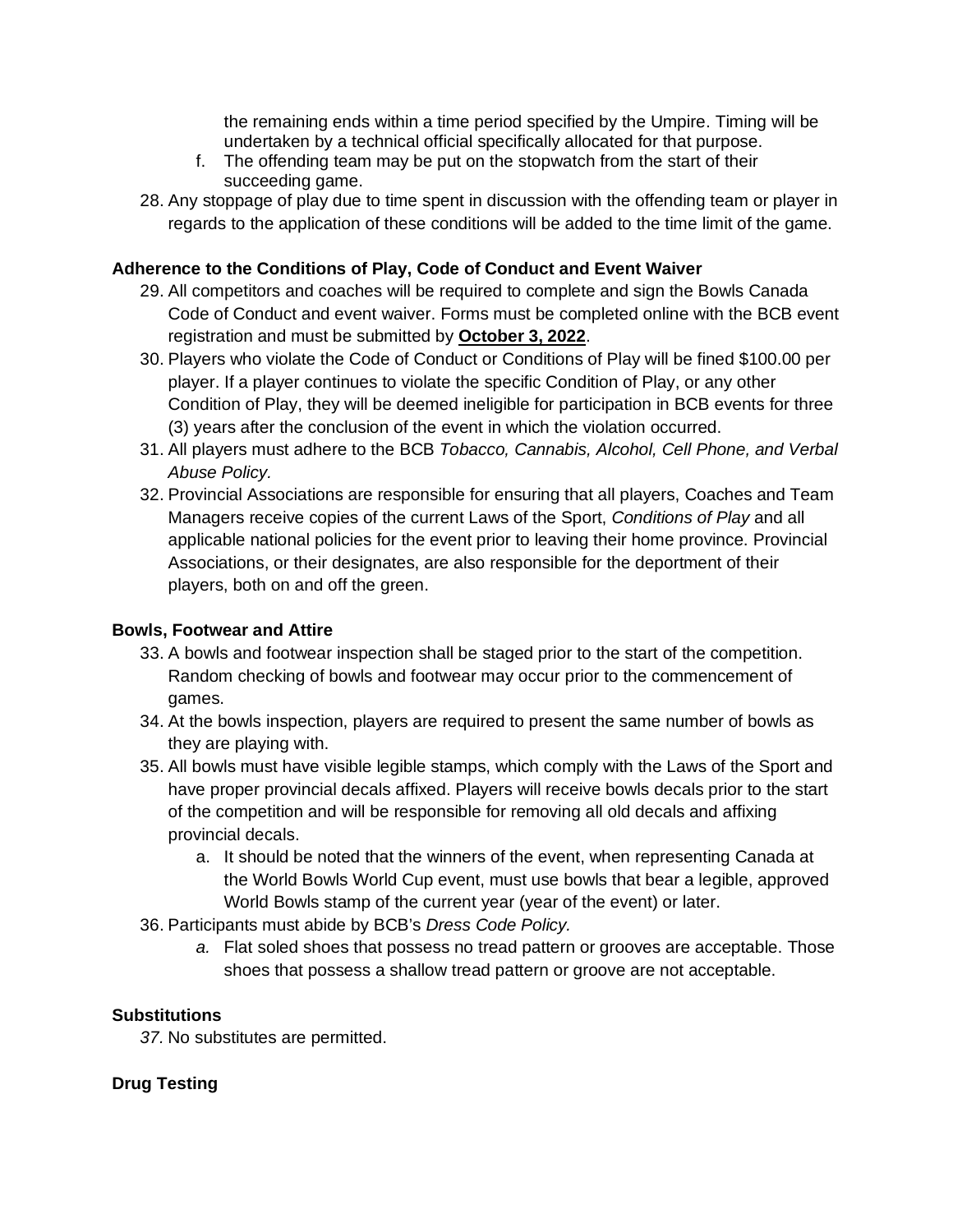the remaining ends within a time period specified by the Umpire. Timing will be undertaken by a technical official specifically allocated for that purpose.

f. The offending team may be put on the stopwatch from the start of their succeeding game.

28. Any stoppage of play due to time spent in discussion with the offending team or player in regards to the application of these conditions will be added to the time limit of the game.

**Adherence to the Conditions of Play, Code of Conduct and Event Waiver**

29. All competitors and coaches will be required to complete and sign the Bowls Canada Code of Conduct and event waiver. Forms must be completed online with the BCB event registration and must be submitted by **October 3, 2022**.
30. Players who violate the Code of Conduct or Conditions of Play will be fined $100.00 per player. If a player continues to violate the specific Condition of Play, or any other Condition of Play, they will be deemed ineligible for participation in BCB events for three (3) years after the conclusion of the event in which the violation occurred.
31. All players must adhere to the BCB *Tobacco, Cannabis, Alcohol, Cell Phone, and Verbal Abuse Policy.*
32. Provincial Associations are responsible for ensuring that all players, Coaches and Team Managers receive copies of the current Laws of the Sport, *Conditions of Play* and all applicable national policies for the event prior to leaving their home province. Provincial Associations, or their designates, are also responsible for the deportment of their players, both on and off the green.

**Bowls, Footwear and Attire**

33. A bowls and footwear inspection shall be staged prior to the start of the competition. Random checking of bowls and footwear may occur prior to the commencement of games.
34. At the bowls inspection, players are required to present the same number of bowls as they are playing with.
35. All bowls must have visible legible stamps, which comply with the Laws of the Sport and have proper provincial decals affixed. Players will receive bowls decals prior to the start of the competition and will be responsible for removing all old decals and affixing provincial decals.
    a. It should be noted that the winners of the event, when representing Canada at the World Bowls World Cup event, must use bowls that bear a legible, approved World Bowls stamp of the current year (year of the event) or later.
36. Participants must abide by BCB's *Dress Code Policy.*
    *a.* Flat soled shoes that possess no tread pattern or grooves are acceptable. Those shoes that possess a shallow tread pattern or groove are not acceptable.

**Substitutions**

*37.* No substitutes are permitted.

**Drug Testing**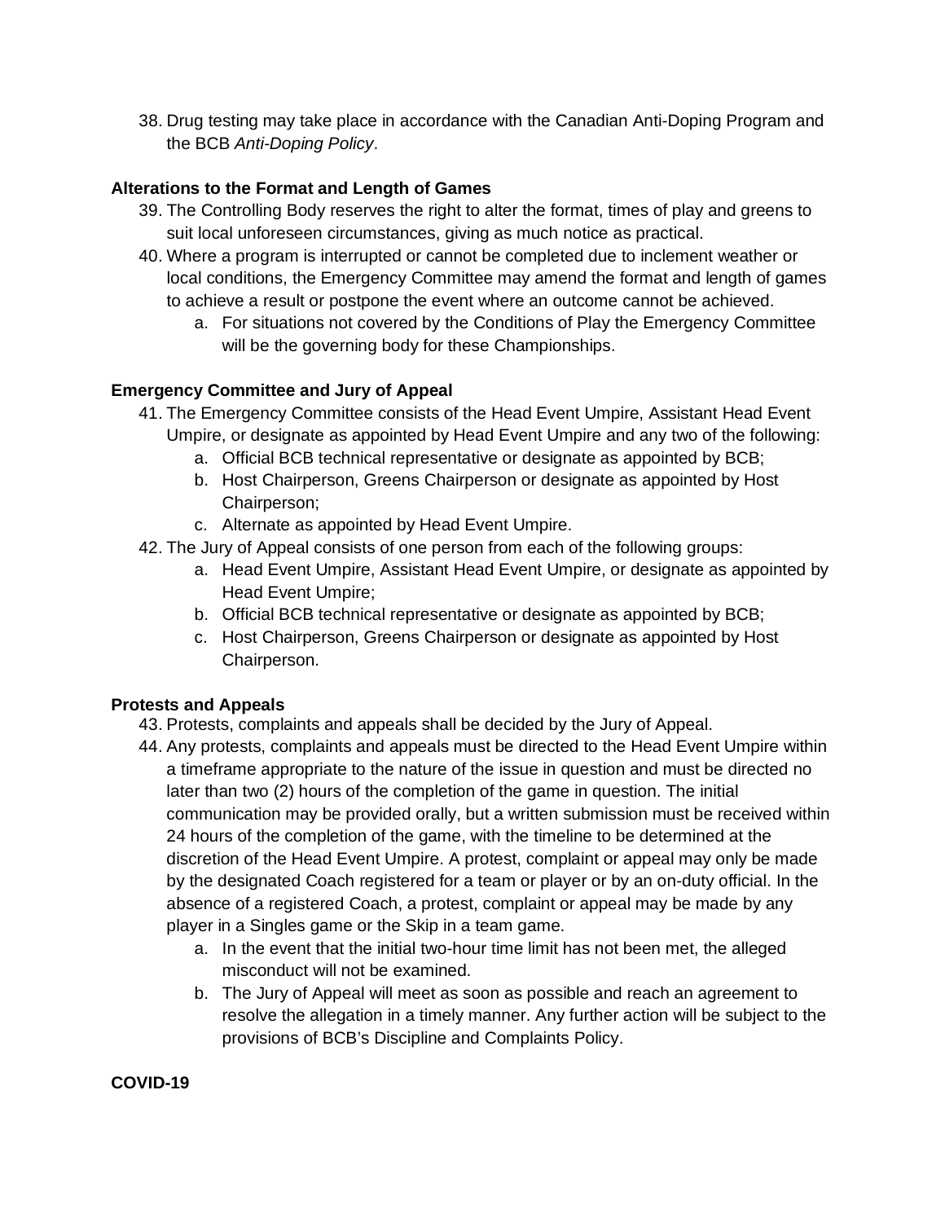38. Drug testing may take place in accordance with the Canadian Anti-Doping Program and the BCB *Anti-Doping Policy*.

**Alterations to the Format and Length of Games**

39. The Controlling Body reserves the right to alter the format, times of play and greens to suit local unforeseen circumstances, giving as much notice as practical.
40. Where a program is interrupted or cannot be completed due to inclement weather or local conditions, the Emergency Committee may amend the format and length of games to achieve a result or postpone the event where an outcome cannot be achieved.
    a. For situations not covered by the Conditions of Play the Emergency Committee will be the governing body for these Championships.

**Emergency Committee and Jury of Appeal**

41. The Emergency Committee consists of the Head Event Umpire, Assistant Head Event Umpire, or designate as appointed by Head Event Umpire and any two of the following:
    a. Official BCB technical representative or designate as appointed by BCB;
    b. Host Chairperson, Greens Chairperson or designate as appointed by Host Chairperson;
    c. Alternate as appointed by Head Event Umpire.
42. The Jury of Appeal consists of one person from each of the following groups:
    a. Head Event Umpire, Assistant Head Event Umpire, or designate as appointed by Head Event Umpire;
    b. Official BCB technical representative or designate as appointed by BCB;
    c. Host Chairperson, Greens Chairperson or designate as appointed by Host Chairperson.

**Protests and Appeals**

43. Protests, complaints and appeals shall be decided by the Jury of Appeal.
44. Any protests, complaints and appeals must be directed to the Head Event Umpire within a timeframe appropriate to the nature of the issue in question and must be directed no later than two (2) hours of the completion of the game in question. The initial communication may be provided orally, but a written submission must be received within 24 hours of the completion of the game, with the timeline to be determined at the discretion of the Head Event Umpire. A protest, complaint or appeal may only be made by the designated Coach registered for a team or player or by an on-duty official. In the absence of a registered Coach, a protest, complaint or appeal may be made by any player in a Singles game or the Skip in a team game.
    a. In the event that the initial two-hour time limit has not been met, the alleged misconduct will not be examined.
    b. The Jury of Appeal will meet as soon as possible and reach an agreement to resolve the allegation in a timely manner. Any further action will be subject to the provisions of BCB's Discipline and Complaints Policy.

**COVID-19**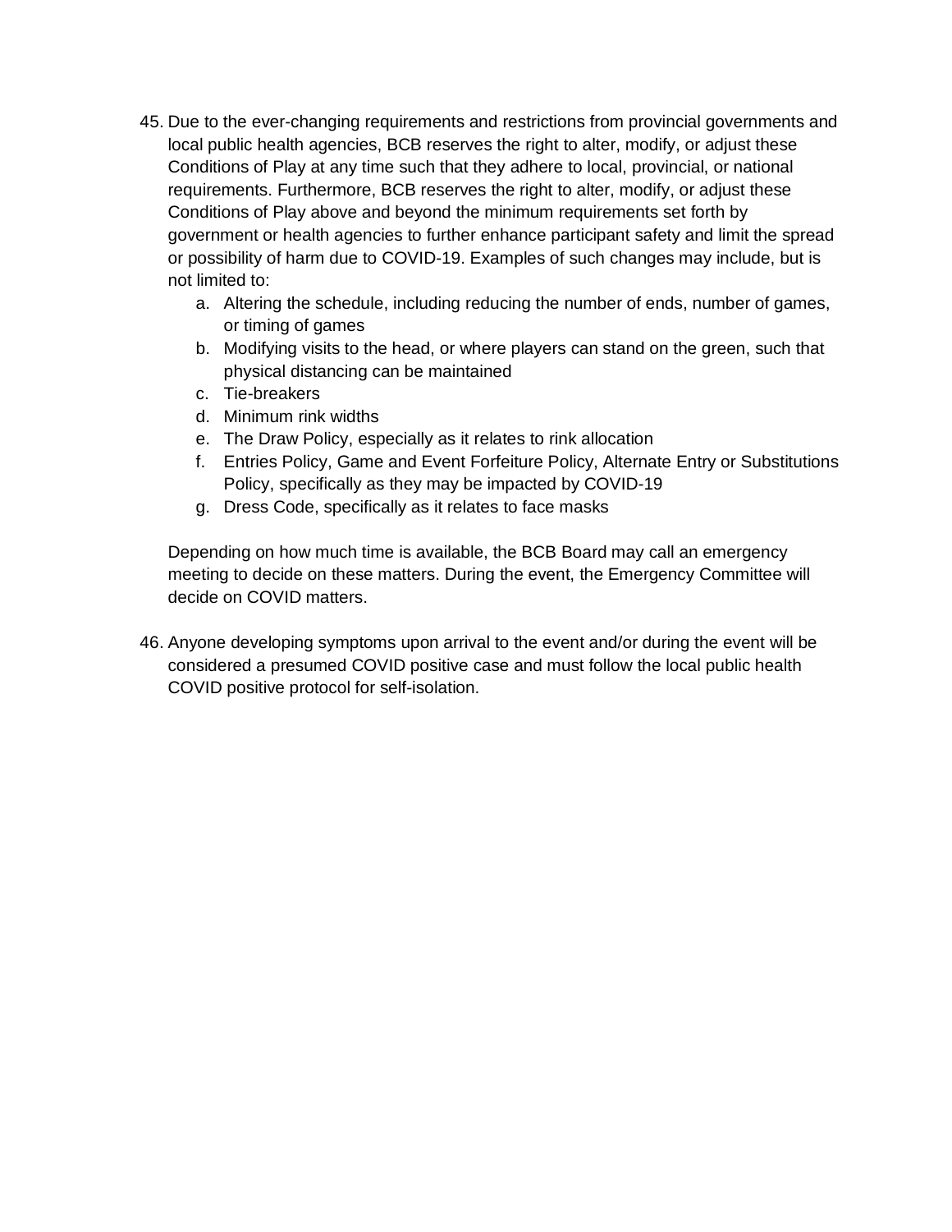45. Due to the ever-changing requirements and restrictions from provincial governments and local public health agencies, BCB reserves the right to alter, modify, or adjust these Conditions of Play at any time such that they adhere to local, provincial, or national requirements. Furthermore, BCB reserves the right to alter, modify, or adjust these Conditions of Play above and beyond the minimum requirements set forth by government or health agencies to further enhance participant safety and limit the spread or possibility of harm due to COVID-19. Examples of such changes may include, but is not limited to:
    a. Altering the schedule, including reducing the number of ends, number of games, or timing of games
    b. Modifying visits to the head, or where players can stand on the green, such that physical distancing can be maintained
    c. Tie-breakers
    d. Minimum rink widths
    e. The Draw Policy, especially as it relates to rink allocation
    f. Entries Policy, Game and Event Forfeiture Policy, Alternate Entry or Substitutions Policy, specifically as they may be impacted by COVID-19
    g. Dress Code, specifically as it relates to face masks

    Depending on how much time is available, the BCB Board may call an emergency meeting to decide on these matters. During the event, the Emergency Committee will decide on COVID matters.

46. Anyone developing symptoms upon arrival to the event and/or during the event will be considered a presumed COVID positive case and must follow the local public health COVID positive protocol for self-isolation.